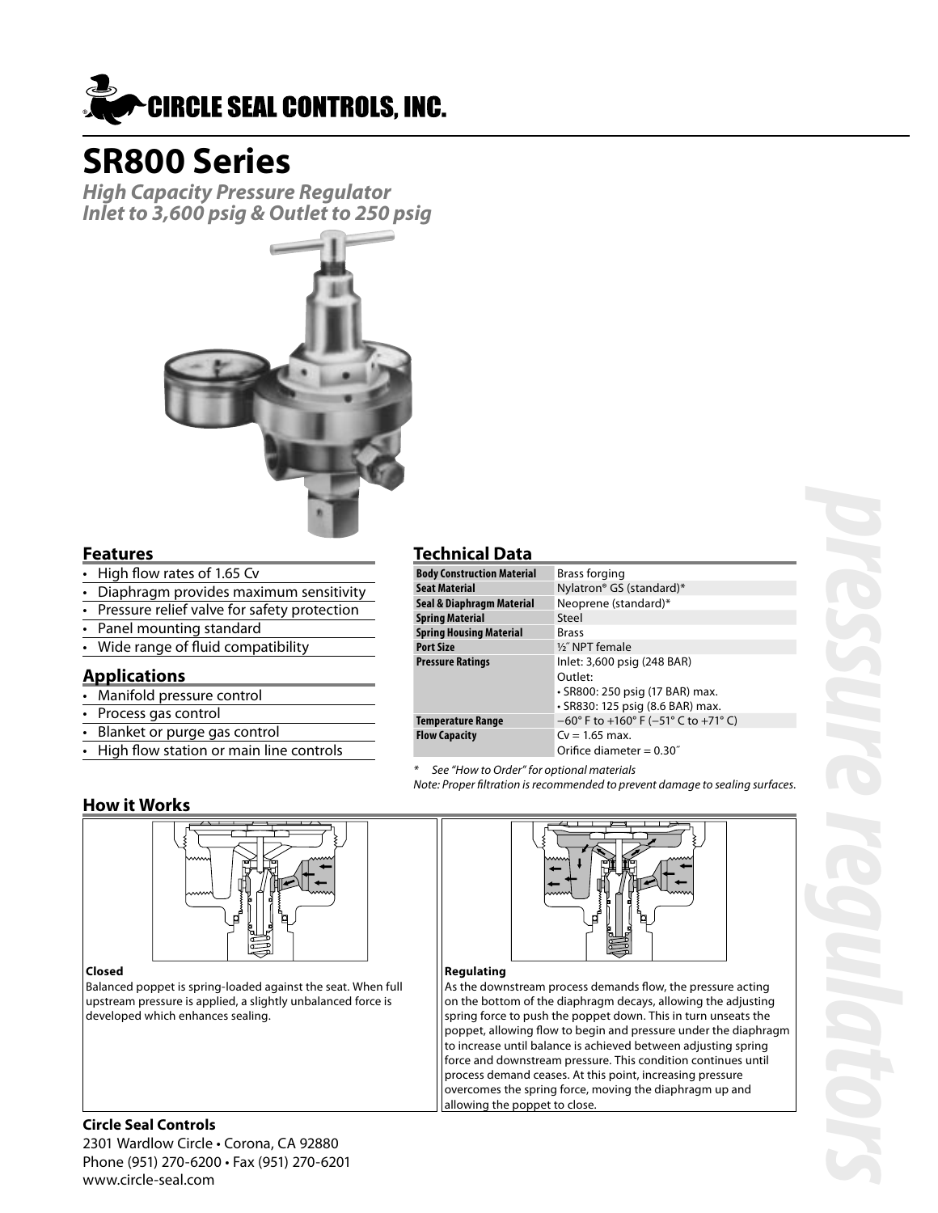# CIRCLE SEAL CONTROLS, INC.

# SR800 Series

***High Capacity Pressure Regulator***
***Inlet to 3,600 psig & Outlet to 250 psig***

## Features

- High flow rates of 1.65 Cv
- Diaphragm provides maximum sensitivity
- Pressure relief valve for safety protection
- Panel mounting standard
- Wide range of fluid compatibility

## Applications

- Manifold pressure control
- Process gas control
- Blanket or purge gas control
- High flow station or main line controls

## Technical Data

| | |
|---|---|
| **Body Construction Material** | Brass forging |
| **Seat Material** | Nylatron® GS (standard)* |
| **Seal & Diaphragm Material** | Neoprene (standard)* |
| **Spring Material** | Steel |
| **Spring Housing Material** | Brass |
| **Port Size** | ½″ NPT female |
| **Pressure Ratings** | Inlet: 3,600 psig (248 BAR)<br>Outlet:<br>• SR800: 250 psig (17 BAR) max.<br>• SR830: 125 psig (8.6 BAR) max. |
| **Temperature Range** | −60° F to +160° F (−51° C to +71° C) |
| **Flow Capacity** | Cv = 1.65 max.<br>Orifice diameter = 0.30″ |

*\* See "How to Order" for optional materials*
*Note: Proper filtration is recommended to prevent damage to sealing surfaces.*

## How it Works

**Closed**

Balanced poppet is spring-loaded against the seat. When full upstream pressure is applied, a slightly unbalanced force is developed which enhances sealing.

**Regulating**

As the downstream process demands flow, the pressure acting on the bottom of the diaphragm decays, allowing the adjusting spring force to push the poppet down. This in turn unseats the poppet, allowing flow to begin and pressure under the diaphragm to increase until balance is achieved between adjusting spring force and downstream pressure. This condition continues until process demand ceases. At this point, increasing pressure overcomes the spring force, moving the diaphragm up and allowing the poppet to close.

**Circle Seal Controls**
2301 Wardlow Circle • Corona, CA 92880
Phone (951) 270-6200 • Fax (951) 270-6201
www.circle-seal.com

pressure regulators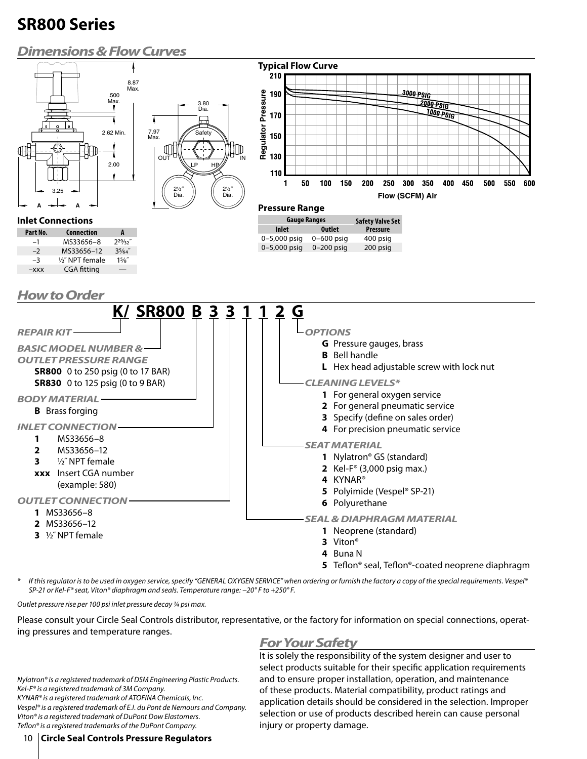# SR800 Series

## Dimensions & Flow Curves

8.87 Max.
.500 Max.
2.62 Min.
2.00
3.25
A A

3.80 Dia.
7.97 Max.
Safety
OUT LP HP IN
2½″ Dia.
2½″ Dia.

### Inlet Connections

| Part No. | Connection | A |
|---|---|---|
| –1 | MS33656–8 | 2²⁹⁄₃₂″ |
| –2 | MS33656–12 | 3⁵⁄₆₄″ |
| –3 | ½″ NPT female | 1⅝″ |
| –xxx | CGA fitting | — |

### Typical Flow Curve

Regulator Pressure
210
190
170
150
130
110
1 50 100 150 200 250 300 350 400 450 500 550 600
Flow (SCFM) Air
3000 PSIG
2000 PSIG
1000 PSIG

### Pressure Range

| Gauge Ranges | | Safety Valve Set |
|---|---|---|
| Inlet | Outlet | Pressure |
| 0–5,000 psig | 0–600 psig | 400 psig |
| 0–5,000 psig | 0–200 psig | 200 psig |

## How to Order

**K/ SR800 B 3 3 1 1 2 G**

***REPAIR KIT***

***BASIC MODEL NUMBER & OUTLET PRESSURE RANGE***
- **SR800** 0 to 250 psig (0 to 17 BAR)
- **SR830** 0 to 125 psig (0 to 9 BAR)

***BODY MATERIAL***
- **B** Brass forging

***INLET CONNECTION***
- **1** MS33656–8
- **2** MS33656–12
- **3** ½″ NPT female
- **xxx** Insert CGA number (example: 580)

***OUTLET CONNECTION***
- **1** MS33656–8
- **2** MS33656–12
- **3** ½″ NPT female

***OPTIONS***
- **G** Pressure gauges, brass
- **B** Bell handle
- **L** Hex head adjustable screw with lock nut

***CLEANING LEVELS****
- **1** For general oxygen service
- **2** For general pneumatic service
- **3** Specify (define on sales order)
- **4** For precision pneumatic service

***SEAT MATERIAL***
- **1** Nylatron® GS (standard)
- **2** Kel-F® (3,000 psig max.)
- **4** KYNAR®
- **5** Polyimide (Vespel® SP-21)
- **6** Polyurethane

***SEAL & DIAPHRAGM MATERIAL***
- **1** Neoprene (standard)
- **3** Viton®
- **4** Buna N
- **5** Teflon® seal, Teflon®-coated neoprene diaphragm

*\* If this regulator is to be used in oxygen service, specify "GENERAL OXYGEN SERVICE" when ordering or furnish the factory a copy of the special requirements. Vespel® SP-21 or Kel-F® seat, Viton® diaphragm and seals. Temperature range: –20° F to +250° F.*

*Outlet pressure rise per 100 psi inlet pressure decay ¼ psi max.*

Please consult your Circle Seal Controls distributor, representative, or the factory for information on special connections, operating pressures and temperature ranges.

*Nylatron® is a registered trademark of DSM Engineering Plastic Products.*
*Kel-F® is a registered trademark of 3M Company.*
*KYNAR® is a registered trademark of ATOFINA Chemicals, Inc.*
*Vespel® is a registered trademark of E.I. du Pont de Nemours and Company.*
*Viton® is a registered trademark of DuPont Dow Elastomers.*
*Teflon® is a registered trademarks of the DuPont Company.*

## For Your Safety

It is solely the responsibility of the system designer and user to select products suitable for their specific application requirements and to ensure proper installation, operation, and maintenance of these products. Material compatibility, product ratings and application details should be considered in the selection. Improper selection or use of products described herein can cause personal injury or property damage.